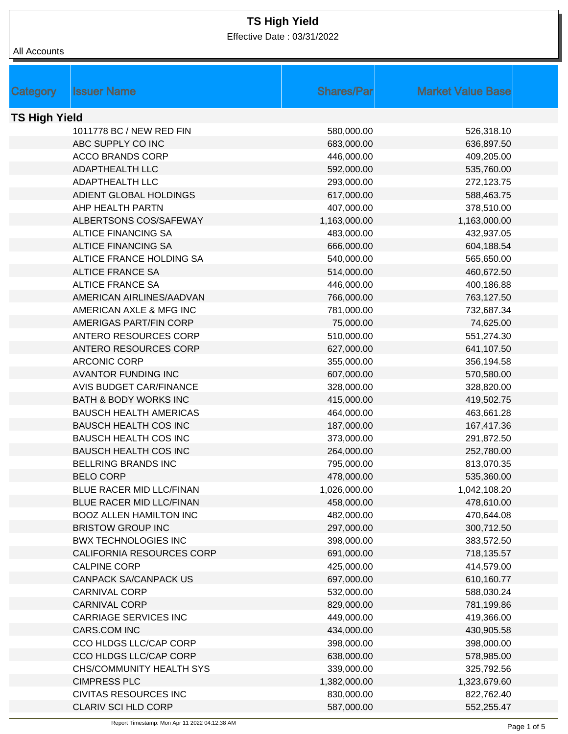# TS High Yield

Effective Date : 03/31/2022

All Accounts

| Category | Issuer Name | Shares/Par | Market Value Base |
|---|---|---|---|
| **TS High Yield** | | | |
| | 1011778 BC / NEW RED FIN | 580,000.00 | 526,318.10 |
| | ABC SUPPLY CO INC | 683,000.00 | 636,897.50 |
| | ACCO BRANDS CORP | 446,000.00 | 409,205.00 |
| | ADAPTHEALTH LLC | 592,000.00 | 535,760.00 |
| | ADAPTHEALTH LLC | 293,000.00 | 272,123.75 |
| | ADIENT GLOBAL HOLDINGS | 617,000.00 | 588,463.75 |
| | AHP HEALTH PARTN | 407,000.00 | 378,510.00 |
| | ALBERTSONS COS/SAFEWAY | 1,163,000.00 | 1,163,000.00 |
| | ALTICE FINANCING SA | 483,000.00 | 432,937.05 |
| | ALTICE FINANCING SA | 666,000.00 | 604,188.54 |
| | ALTICE FRANCE HOLDING SA | 540,000.00 | 565,650.00 |
| | ALTICE FRANCE SA | 514,000.00 | 460,672.50 |
| | ALTICE FRANCE SA | 446,000.00 | 400,186.88 |
| | AMERICAN AIRLINES/AADVAN | 766,000.00 | 763,127.50 |
| | AMERICAN AXLE & MFG INC | 781,000.00 | 732,687.34 |
| | AMERIGAS PART/FIN CORP | 75,000.00 | 74,625.00 |
| | ANTERO RESOURCES CORP | 510,000.00 | 551,274.30 |
| | ANTERO RESOURCES CORP | 627,000.00 | 641,107.50 |
| | ARCONIC CORP | 355,000.00 | 356,194.58 |
| | AVANTOR FUNDING INC | 607,000.00 | 570,580.00 |
| | AVIS BUDGET CAR/FINANCE | 328,000.00 | 328,820.00 |
| | BATH & BODY WORKS INC | 415,000.00 | 419,502.75 |
| | BAUSCH HEALTH AMERICAS | 464,000.00 | 463,661.28 |
| | BAUSCH HEALTH COS INC | 187,000.00 | 167,417.36 |
| | BAUSCH HEALTH COS INC | 373,000.00 | 291,872.50 |
| | BAUSCH HEALTH COS INC | 264,000.00 | 252,780.00 |
| | BELLRING BRANDS INC | 795,000.00 | 813,070.35 |
| | BELO CORP | 478,000.00 | 535,360.00 |
| | BLUE RACER MID LLC/FINAN | 1,026,000.00 | 1,042,108.20 |
| | BLUE RACER MID LLC/FINAN | 458,000.00 | 478,610.00 |
| | BOOZ ALLEN HAMILTON INC | 482,000.00 | 470,644.08 |
| | BRISTOW GROUP INC | 297,000.00 | 300,712.50 |
| | BWX TECHNOLOGIES INC | 398,000.00 | 383,572.50 |
| | CALIFORNIA RESOURCES CORP | 691,000.00 | 718,135.57 |
| | CALPINE CORP | 425,000.00 | 414,579.00 |
| | CANPACK SA/CANPACK US | 697,000.00 | 610,160.77 |
| | CARNIVAL CORP | 532,000.00 | 588,030.24 |
| | CARNIVAL CORP | 829,000.00 | 781,199.86 |
| | CARRIAGE SERVICES INC | 449,000.00 | 419,366.00 |
| | CARS.COM INC | 434,000.00 | 430,905.58 |
| | CCO HLDGS LLC/CAP CORP | 398,000.00 | 398,000.00 |
| | CCO HLDGS LLC/CAP CORP | 638,000.00 | 578,985.00 |
| | CHS/COMMUNITY HEALTH SYS | 339,000.00 | 325,792.56 |
| | CIMPRESS PLC | 1,382,000.00 | 1,323,679.60 |
| | CIVITAS RESOURCES INC | 830,000.00 | 822,762.40 |
| | CLARIV SCI HLD CORP | 587,000.00 | 552,255.47 |

Report Timestamp: Mon Apr 11 2022 04:12:38 AM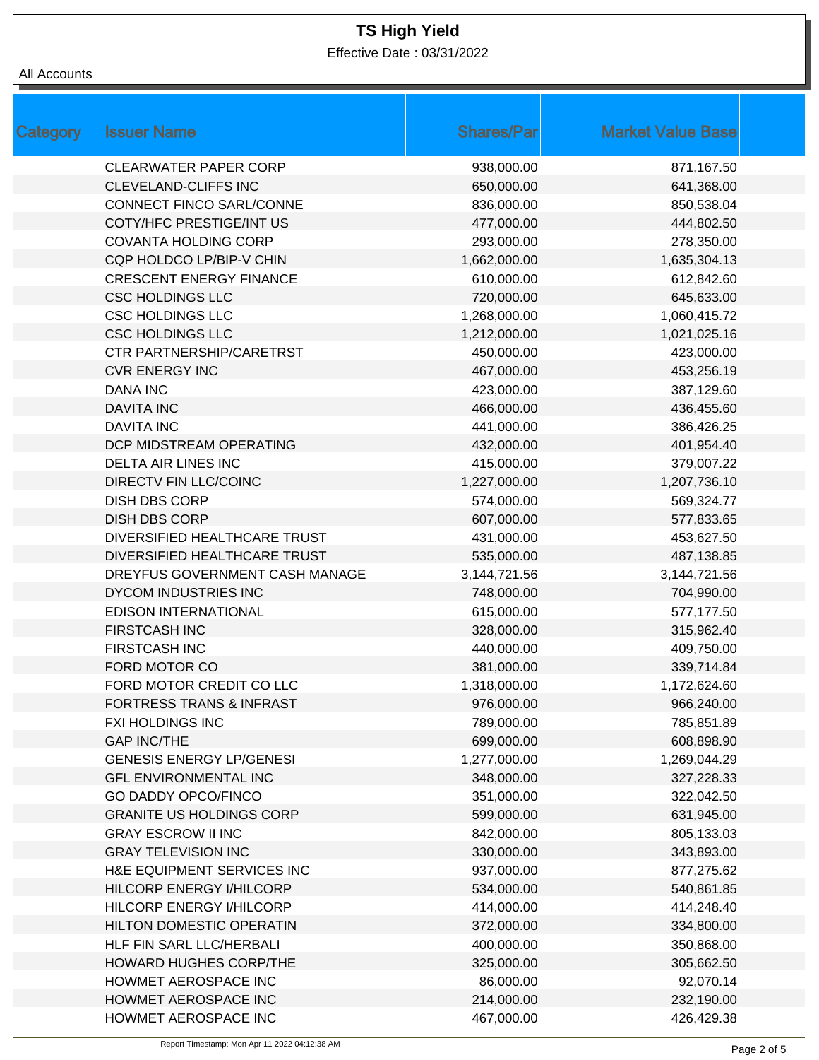# TS High Yield

Effective Date : 03/31/2022

All Accounts

| Category | Issuer Name | Shares/Par | Market Value Base |
|---|---|---|---|
| | CLEARWATER PAPER CORP | 938,000.00 | 871,167.50 |
| | CLEVELAND-CLIFFS INC | 650,000.00 | 641,368.00 |
| | CONNECT FINCO SARL/CONNE | 836,000.00 | 850,538.04 |
| | COTY/HFC PRESTIGE/INT US | 477,000.00 | 444,802.50 |
| | COVANTA HOLDING CORP | 293,000.00 | 278,350.00 |
| | CQP HOLDCO LP/BIP-V CHIN | 1,662,000.00 | 1,635,304.13 |
| | CRESCENT ENERGY FINANCE | 610,000.00 | 612,842.60 |
| | CSC HOLDINGS LLC | 720,000.00 | 645,633.00 |
| | CSC HOLDINGS LLC | 1,268,000.00 | 1,060,415.72 |
| | CSC HOLDINGS LLC | 1,212,000.00 | 1,021,025.16 |
| | CTR PARTNERSHIP/CARETRST | 450,000.00 | 423,000.00 |
| | CVR ENERGY INC | 467,000.00 | 453,256.19 |
| | DANA INC | 423,000.00 | 387,129.60 |
| | DAVITA INC | 466,000.00 | 436,455.60 |
| | DAVITA INC | 441,000.00 | 386,426.25 |
| | DCP MIDSTREAM OPERATING | 432,000.00 | 401,954.40 |
| | DELTA AIR LINES INC | 415,000.00 | 379,007.22 |
| | DIRECTV FIN LLC/COINC | 1,227,000.00 | 1,207,736.10 |
| | DISH DBS CORP | 574,000.00 | 569,324.77 |
| | DISH DBS CORP | 607,000.00 | 577,833.65 |
| | DIVERSIFIED HEALTHCARE TRUST | 431,000.00 | 453,627.50 |
| | DIVERSIFIED HEALTHCARE TRUST | 535,000.00 | 487,138.85 |
| | DREYFUS GOVERNMENT CASH MANAGE | 3,144,721.56 | 3,144,721.56 |
| | DYCOM INDUSTRIES INC | 748,000.00 | 704,990.00 |
| | EDISON INTERNATIONAL | 615,000.00 | 577,177.50 |
| | FIRSTCASH INC | 328,000.00 | 315,962.40 |
| | FIRSTCASH INC | 440,000.00 | 409,750.00 |
| | FORD MOTOR CO | 381,000.00 | 339,714.84 |
| | FORD MOTOR CREDIT CO LLC | 1,318,000.00 | 1,172,624.60 |
| | FORTRESS TRANS & INFRAST | 976,000.00 | 966,240.00 |
| | FXI HOLDINGS INC | 789,000.00 | 785,851.89 |
| | GAP INC/THE | 699,000.00 | 608,898.90 |
| | GENESIS ENERGY LP/GENESI | 1,277,000.00 | 1,269,044.29 |
| | GFL ENVIRONMENTAL INC | 348,000.00 | 327,228.33 |
| | GO DADDY OPCO/FINCO | 351,000.00 | 322,042.50 |
| | GRANITE US HOLDINGS CORP | 599,000.00 | 631,945.00 |
| | GRAY ESCROW II INC | 842,000.00 | 805,133.03 |
| | GRAY TELEVISION INC | 330,000.00 | 343,893.00 |
| | H&E EQUIPMENT SERVICES INC | 937,000.00 | 877,275.62 |
| | HILCORP ENERGY I/HILCORP | 534,000.00 | 540,861.85 |
| | HILCORP ENERGY I/HILCORP | 414,000.00 | 414,248.40 |
| | HILTON DOMESTIC OPERATIN | 372,000.00 | 334,800.00 |
| | HLF FIN SARL LLC/HERBALI | 400,000.00 | 350,868.00 |
| | HOWARD HUGHES CORP/THE | 325,000.00 | 305,662.50 |
| | HOWMET AEROSPACE INC | 86,000.00 | 92,070.14 |
| | HOWMET AEROSPACE INC | 214,000.00 | 232,190.00 |
| | HOWMET AEROSPACE INC | 467,000.00 | 426,429.38 |

Report Timestamp: Mon Apr 11 2022 04:12:38 AM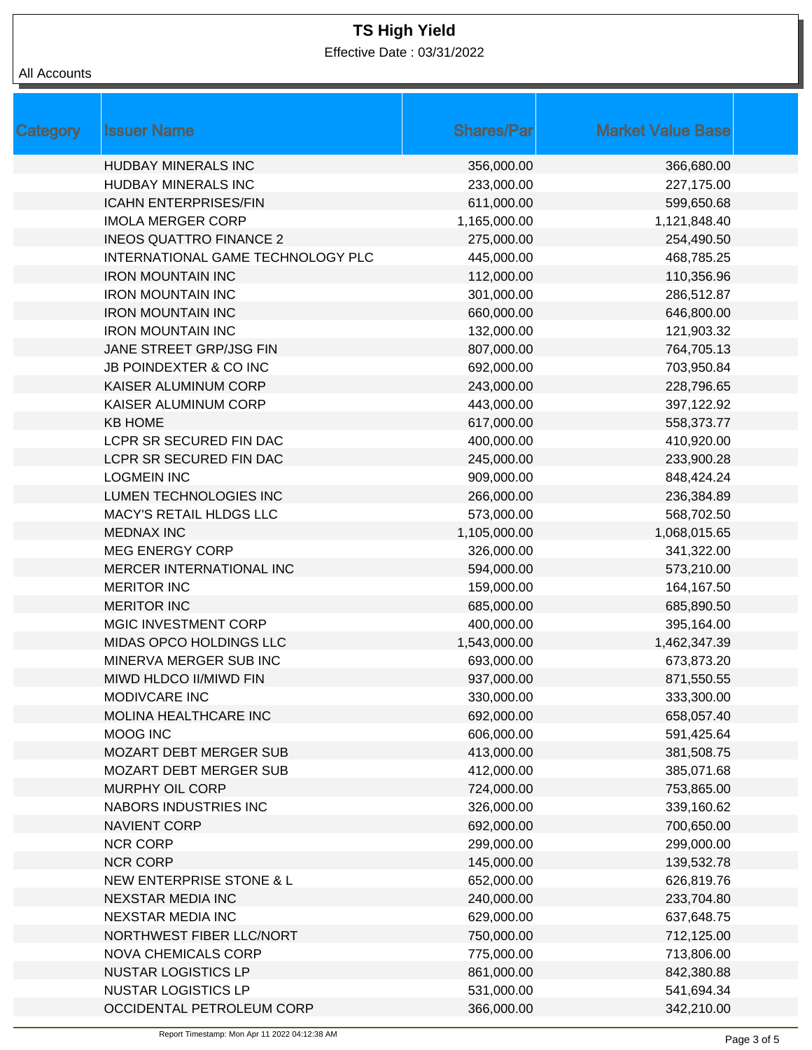# TS High Yield

Effective Date : 03/31/2022

All Accounts

| Category | Issuer Name | Shares/Par | Market Value Base |
|---|---|---|---|
| | HUDBAY MINERALS INC | 356,000.00 | 366,680.00 |
| | HUDBAY MINERALS INC | 233,000.00 | 227,175.00 |
| | ICAHN ENTERPRISES/FIN | 611,000.00 | 599,650.68 |
| | IMOLA MERGER CORP | 1,165,000.00 | 1,121,848.40 |
| | INEOS QUATTRO FINANCE 2 | 275,000.00 | 254,490.50 |
| | INTERNATIONAL GAME TECHNOLOGY PLC | 445,000.00 | 468,785.25 |
| | IRON MOUNTAIN INC | 112,000.00 | 110,356.96 |
| | IRON MOUNTAIN INC | 301,000.00 | 286,512.87 |
| | IRON MOUNTAIN INC | 660,000.00 | 646,800.00 |
| | IRON MOUNTAIN INC | 132,000.00 | 121,903.32 |
| | JANE STREET GRP/JSG FIN | 807,000.00 | 764,705.13 |
| | JB POINDEXTER & CO INC | 692,000.00 | 703,950.84 |
| | KAISER ALUMINUM CORP | 243,000.00 | 228,796.65 |
| | KAISER ALUMINUM CORP | 443,000.00 | 397,122.92 |
| | KB HOME | 617,000.00 | 558,373.77 |
| | LCPR SR SECURED FIN DAC | 400,000.00 | 410,920.00 |
| | LCPR SR SECURED FIN DAC | 245,000.00 | 233,900.28 |
| | LOGMEIN INC | 909,000.00 | 848,424.24 |
| | LUMEN TECHNOLOGIES INC | 266,000.00 | 236,384.89 |
| | MACY'S RETAIL HLDGS LLC | 573,000.00 | 568,702.50 |
| | MEDNAX INC | 1,105,000.00 | 1,068,015.65 |
| | MEG ENERGY CORP | 326,000.00 | 341,322.00 |
| | MERCER INTERNATIONAL INC | 594,000.00 | 573,210.00 |
| | MERITOR INC | 159,000.00 | 164,167.50 |
| | MERITOR INC | 685,000.00 | 685,890.50 |
| | MGIC INVESTMENT CORP | 400,000.00 | 395,164.00 |
| | MIDAS OPCO HOLDINGS LLC | 1,543,000.00 | 1,462,347.39 |
| | MINERVA MERGER SUB INC | 693,000.00 | 673,873.20 |
| | MIWD HLDCO II/MIWD FIN | 937,000.00 | 871,550.55 |
| | MODIVCARE INC | 330,000.00 | 333,300.00 |
| | MOLINA HEALTHCARE INC | 692,000.00 | 658,057.40 |
| | MOOG INC | 606,000.00 | 591,425.64 |
| | MOZART DEBT MERGER SUB | 413,000.00 | 381,508.75 |
| | MOZART DEBT MERGER SUB | 412,000.00 | 385,071.68 |
| | MURPHY OIL CORP | 724,000.00 | 753,865.00 |
| | NABORS INDUSTRIES INC | 326,000.00 | 339,160.62 |
| | NAVIENT CORP | 692,000.00 | 700,650.00 |
| | NCR CORP | 299,000.00 | 299,000.00 |
| | NCR CORP | 145,000.00 | 139,532.78 |
| | NEW ENTERPRISE STONE & L | 652,000.00 | 626,819.76 |
| | NEXSTAR MEDIA INC | 240,000.00 | 233,704.80 |
| | NEXSTAR MEDIA INC | 629,000.00 | 637,648.75 |
| | NORTHWEST FIBER LLC/NORT | 750,000.00 | 712,125.00 |
| | NOVA CHEMICALS CORP | 775,000.00 | 713,806.00 |
| | NUSTAR LOGISTICS LP | 861,000.00 | 842,380.88 |
| | NUSTAR LOGISTICS LP | 531,000.00 | 541,694.34 |
| | OCCIDENTAL PETROLEUM CORP | 366,000.00 | 342,210.00 |

Report Timestamp: Mon Apr 11 2022 04:12:38 AM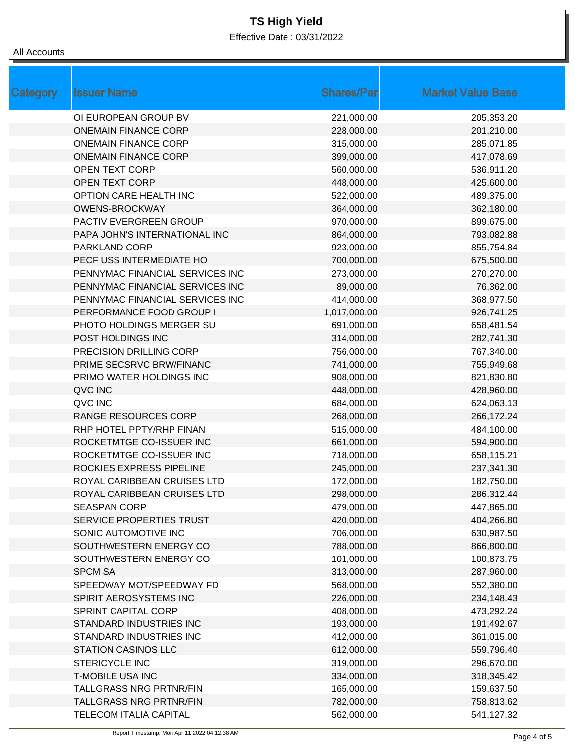# TS High Yield

Effective Date : 03/31/2022

All Accounts

| Category | Issuer Name | Shares/Par | Market Value Base |
|---|---|---|---|
| | OI EUROPEAN GROUP BV | 221,000.00 | 205,353.20 |
| | ONEMAIN FINANCE CORP | 228,000.00 | 201,210.00 |
| | ONEMAIN FINANCE CORP | 315,000.00 | 285,071.85 |
| | ONEMAIN FINANCE CORP | 399,000.00 | 417,078.69 |
| | OPEN TEXT CORP | 560,000.00 | 536,911.20 |
| | OPEN TEXT CORP | 448,000.00 | 425,600.00 |
| | OPTION CARE HEALTH INC | 522,000.00 | 489,375.00 |
| | OWENS-BROCKWAY | 364,000.00 | 362,180.00 |
| | PACTIV EVERGREEN GROUP | 970,000.00 | 899,675.00 |
| | PAPA JOHN'S INTERNATIONAL INC | 864,000.00 | 793,082.88 |
| | PARKLAND CORP | 923,000.00 | 855,754.84 |
| | PECF USS INTERMEDIATE HO | 700,000.00 | 675,500.00 |
| | PENNYMAC FINANCIAL SERVICES INC | 273,000.00 | 270,270.00 |
| | PENNYMAC FINANCIAL SERVICES INC | 89,000.00 | 76,362.00 |
| | PENNYMAC FINANCIAL SERVICES INC | 414,000.00 | 368,977.50 |
| | PERFORMANCE FOOD GROUP I | 1,017,000.00 | 926,741.25 |
| | PHOTO HOLDINGS MERGER SU | 691,000.00 | 658,481.54 |
| | POST HOLDINGS INC | 314,000.00 | 282,741.30 |
| | PRECISION DRILLING CORP | 756,000.00 | 767,340.00 |
| | PRIME SECSRVC BRW/FINANC | 741,000.00 | 755,949.68 |
| | PRIMO WATER HOLDINGS INC | 908,000.00 | 821,830.80 |
| | QVC INC | 448,000.00 | 428,960.00 |
| | QVC INC | 684,000.00 | 624,063.13 |
| | RANGE RESOURCES CORP | 268,000.00 | 266,172.24 |
| | RHP HOTEL PPTY/RHP FINAN | 515,000.00 | 484,100.00 |
| | ROCKETMTGE CO-ISSUER INC | 661,000.00 | 594,900.00 |
| | ROCKETMTGE CO-ISSUER INC | 718,000.00 | 658,115.21 |
| | ROCKIES EXPRESS PIPELINE | 245,000.00 | 237,341.30 |
| | ROYAL CARIBBEAN CRUISES LTD | 172,000.00 | 182,750.00 |
| | ROYAL CARIBBEAN CRUISES LTD | 298,000.00 | 286,312.44 |
| | SEASPAN CORP | 479,000.00 | 447,865.00 |
| | SERVICE PROPERTIES TRUST | 420,000.00 | 404,266.80 |
| | SONIC AUTOMOTIVE INC | 706,000.00 | 630,987.50 |
| | SOUTHWESTERN ENERGY CO | 788,000.00 | 866,800.00 |
| | SOUTHWESTERN ENERGY CO | 101,000.00 | 100,873.75 |
| | SPCM SA | 313,000.00 | 287,960.00 |
| | SPEEDWAY MOT/SPEEDWAY FD | 568,000.00 | 552,380.00 |
| | SPIRIT AEROSYSTEMS INC | 226,000.00 | 234,148.43 |
| | SPRINT CAPITAL CORP | 408,000.00 | 473,292.24 |
| | STANDARD INDUSTRIES INC | 193,000.00 | 191,492.67 |
| | STANDARD INDUSTRIES INC | 412,000.00 | 361,015.00 |
| | STATION CASINOS LLC | 612,000.00 | 559,796.40 |
| | STERICYCLE INC | 319,000.00 | 296,670.00 |
| | T-MOBILE USA INC | 334,000.00 | 318,345.42 |
| | TALLGRASS NRG PRTNR/FIN | 165,000.00 | 159,637.50 |
| | TALLGRASS NRG PRTNR/FIN | 782,000.00 | 758,813.62 |
| | TELECOM ITALIA CAPITAL | 562,000.00 | 541,127.32 |

Report Timestamp: Mon Apr 11 2022 04:12:38 AM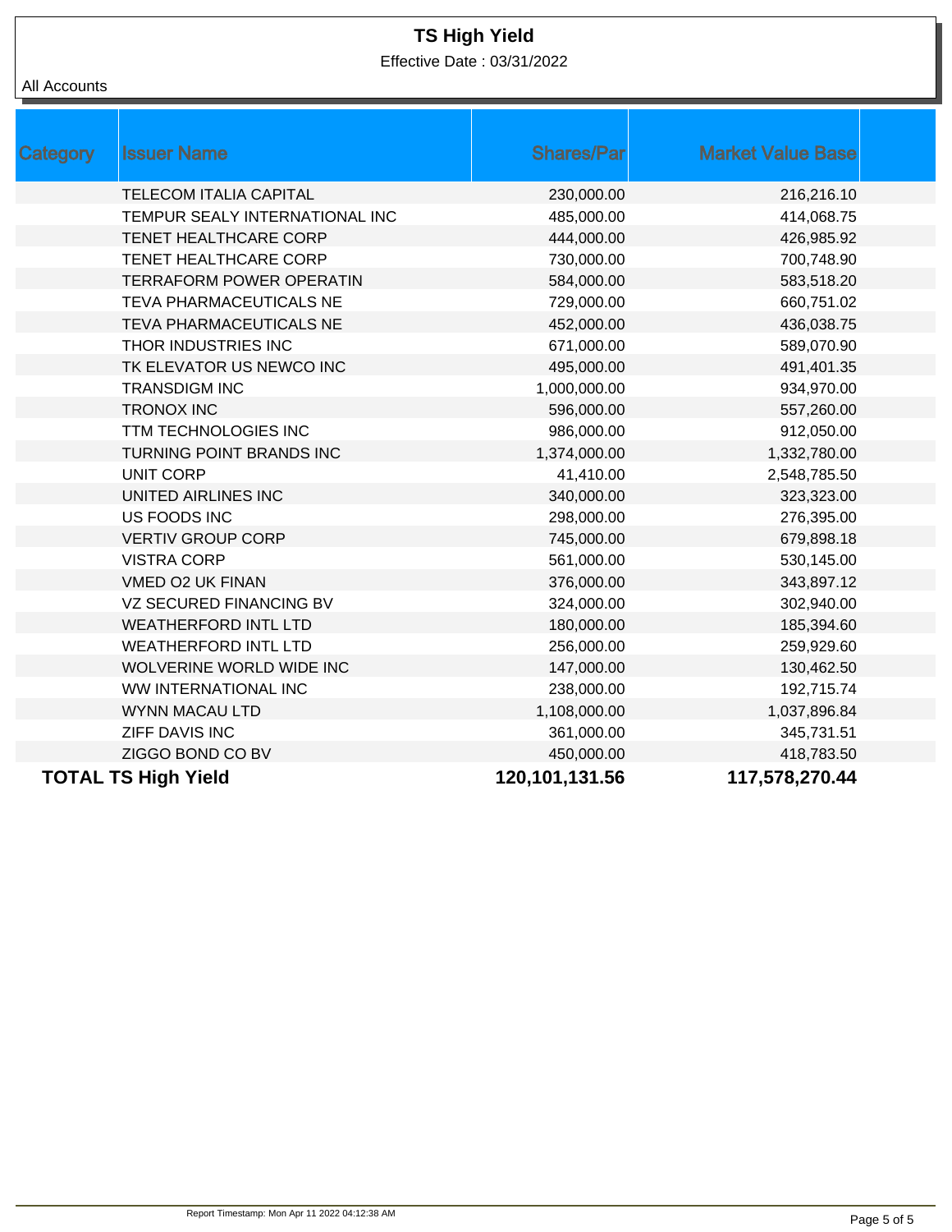# TS High Yield

Effective Date : 03/31/2022

All Accounts

| Category | Issuer Name | Shares/Par | Market Value Base |
|---|---|---|---|
| | TELECOM ITALIA CAPITAL | 230,000.00 | 216,216.10 |
| | TEMPUR SEALY INTERNATIONAL INC | 485,000.00 | 414,068.75 |
| | TENET HEALTHCARE CORP | 444,000.00 | 426,985.92 |
| | TENET HEALTHCARE CORP | 730,000.00 | 700,748.90 |
| | TERRAFORM POWER OPERATIN | 584,000.00 | 583,518.20 |
| | TEVA PHARMACEUTICALS NE | 729,000.00 | 660,751.02 |
| | TEVA PHARMACEUTICALS NE | 452,000.00 | 436,038.75 |
| | THOR INDUSTRIES INC | 671,000.00 | 589,070.90 |
| | TK ELEVATOR US NEWCO INC | 495,000.00 | 491,401.35 |
| | TRANSDIGM INC | 1,000,000.00 | 934,970.00 |
| | TRONOX INC | 596,000.00 | 557,260.00 |
| | TTM TECHNOLOGIES INC | 986,000.00 | 912,050.00 |
| | TURNING POINT BRANDS INC | 1,374,000.00 | 1,332,780.00 |
| | UNIT CORP | 41,410.00 | 2,548,785.50 |
| | UNITED AIRLINES INC | 340,000.00 | 323,323.00 |
| | US FOODS INC | 298,000.00 | 276,395.00 |
| | VERTIV GROUP CORP | 745,000.00 | 679,898.18 |
| | VISTRA CORP | 561,000.00 | 530,145.00 |
| | VMED O2 UK FINAN | 376,000.00 | 343,897.12 |
| | VZ SECURED FINANCING BV | 324,000.00 | 302,940.00 |
| | WEATHERFORD INTL LTD | 180,000.00 | 185,394.60 |
| | WEATHERFORD INTL LTD | 256,000.00 | 259,929.60 |
| | WOLVERINE WORLD WIDE INC | 147,000.00 | 130,462.50 |
| | WW INTERNATIONAL INC | 238,000.00 | 192,715.74 |
| | WYNN MACAU LTD | 1,108,000.00 | 1,037,896.84 |
| | ZIFF DAVIS INC | 361,000.00 | 345,731.51 |
| | ZIGGO BOND CO BV | 450,000.00 | 418,783.50 |
| **TOTAL TS High Yield** | | **120,101,131.56** | **117,578,270.44** |

Report Timestamp: Mon Apr 11 2022 04:12:38 AM